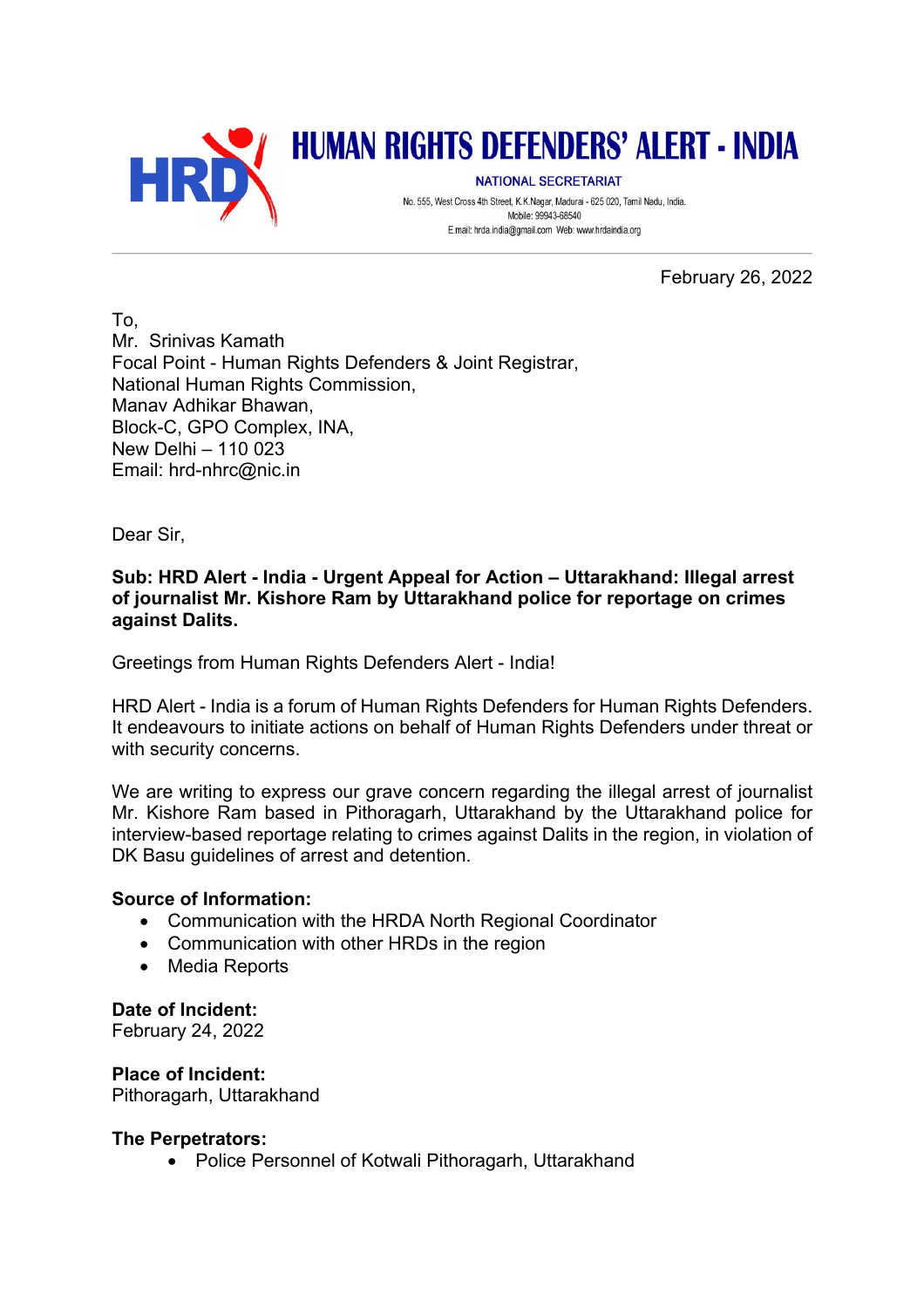# HUMAN RIGHTS DEFENDERS' ALERT - INDIA

NATIONAL SECRETARIAT

No. 555, West Cross 4th Street, K.K.Nagar, Madurai - 625 020, Tamil Nadu, India.
Mobile: 99943-68540
E.mail: hrda.india@gmail.com Web: www.hrdaindia.org

February 26, 2022

To,
Mr. Srinivas Kamath
Focal Point - Human Rights Defenders & Joint Registrar,
National Human Rights Commission,
Manav Adhikar Bhawan,
Block-C, GPO Complex, INA,
New Delhi – 110 023
Email: hrd-nhrc@nic.in

Dear Sir,

**Sub: HRD Alert - India - Urgent Appeal for Action – Uttarakhand: Illegal arrest of journalist Mr. Kishore Ram by Uttarakhand police for reportage on crimes against Dalits.**

Greetings from Human Rights Defenders Alert - India!

HRD Alert - India is a forum of Human Rights Defenders for Human Rights Defenders. It endeavours to initiate actions on behalf of Human Rights Defenders under threat or with security concerns.

We are writing to express our grave concern regarding the illegal arrest of journalist Mr. Kishore Ram based in Pithoragarh, Uttarakhand by the Uttarakhand police for interview-based reportage relating to crimes against Dalits in the region, in violation of DK Basu guidelines of arrest and detention.

**Source of Information:**

- Communication with the HRDA North Regional Coordinator
- Communication with other HRDs in the region
- Media Reports

**Date of Incident:**
February 24, 2022

**Place of Incident:**
Pithoragarh, Uttarakhand

**The Perpetrators:**

- Police Personnel of Kotwali Pithoragarh, Uttarakhand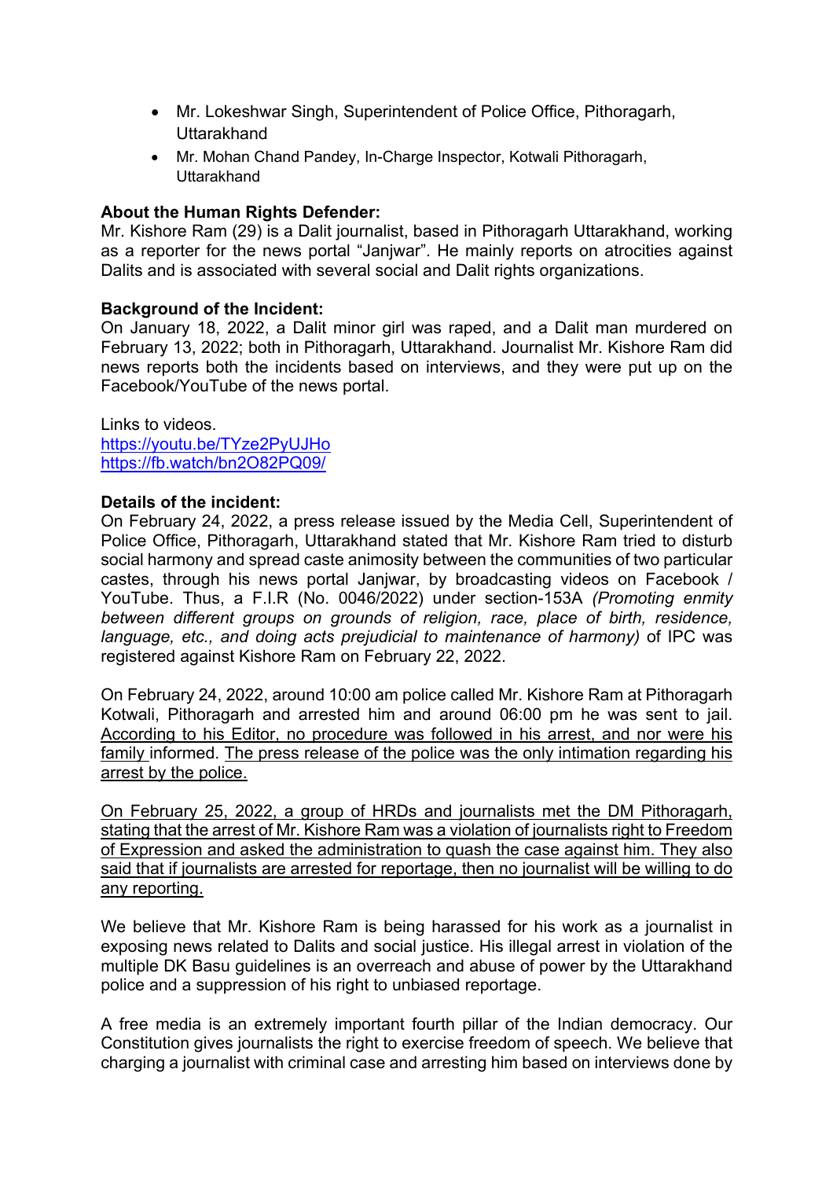- Mr. Lokeshwar Singh, Superintendent of Police Office, Pithoragarh, Uttarakhand
- Mr. Mohan Chand Pandey, In-Charge Inspector, Kotwali Pithoragarh, Uttarakhand

**About the Human Rights Defender:**
Mr. Kishore Ram (29) is a Dalit journalist, based in Pithoragarh Uttarakhand, working as a reporter for the news portal "Janjwar". He mainly reports on atrocities against Dalits and is associated with several social and Dalit rights organizations.

**Background of the Incident:**
On January 18, 2022, a Dalit minor girl was raped, and a Dalit man murdered on February 13, 2022; both in Pithoragarh, Uttarakhand. Journalist Mr. Kishore Ram did news reports both the incidents based on interviews, and they were put up on the Facebook/YouTube of the news portal.

Links to videos.
https://youtu.be/TYze2PyUJHo
https://fb.watch/bn2O82PQ09/

**Details of the incident:**
On February 24, 2022, a press release issued by the Media Cell, Superintendent of Police Office, Pithoragarh, Uttarakhand stated that Mr. Kishore Ram tried to disturb social harmony and spread caste animosity between the communities of two particular castes, through his news portal Janjwar, by broadcasting videos on Facebook / YouTube. Thus, a F.I.R (No. 0046/2022) under section-153A *(Promoting enmity between different groups on grounds of religion, race, place of birth, residence, language, etc., and doing acts prejudicial to maintenance of harmony)* of IPC was registered against Kishore Ram on February 22, 2022.

On February 24, 2022, around 10:00 am police called Mr. Kishore Ram at Pithoragarh Kotwali, Pithoragarh and arrested him and around 06:00 pm he was sent to jail. <u>According to his Editor, no procedure was followed in his arrest, and nor were his family</u> informed. <u>The press release of the police was the only intimation regarding his arrest by the police.</u>

<u>On February 25, 2022, a group of HRDs and journalists met the DM Pithoragarh, stating that the arrest of Mr. Kishore Ram was a violation of journalists right to Freedom of Expression and asked the administration to quash the case against him. They also said that if journalists are arrested for reportage, then no journalist will be willing to do any reporting.</u>

We believe that Mr. Kishore Ram is being harassed for his work as a journalist in exposing news related to Dalits and social justice. His illegal arrest in violation of the multiple DK Basu guidelines is an overreach and abuse of power by the Uttarakhand police and a suppression of his right to unbiased reportage.

A free media is an extremely important fourth pillar of the Indian democracy. Our Constitution gives journalists the right to exercise freedom of speech. We believe that charging a journalist with criminal case and arresting him based on interviews done by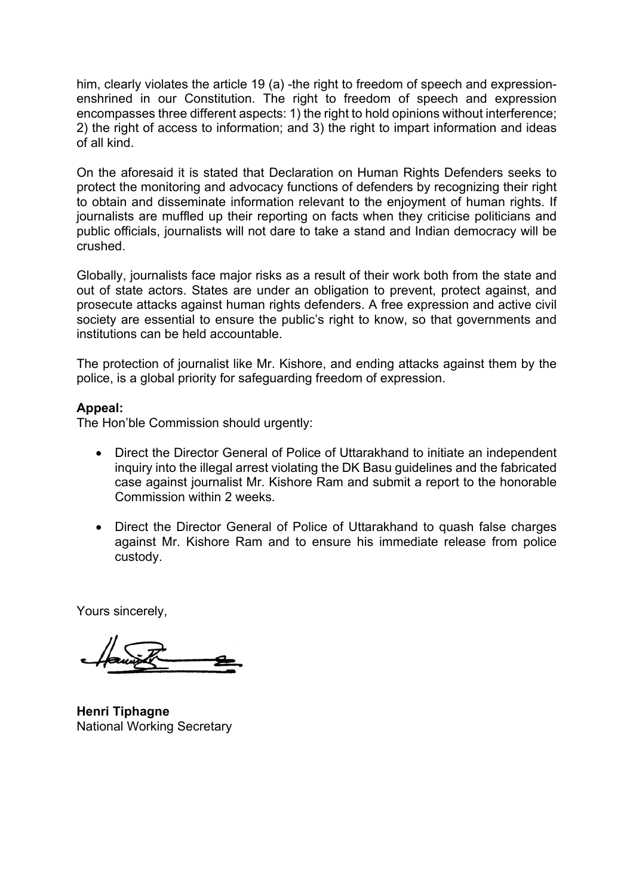him, clearly violates the article 19 (a) -the right to freedom of speech and expression-enshrined in our Constitution. The right to freedom of speech and expression encompasses three different aspects: 1) the right to hold opinions without interference; 2) the right of access to information; and 3) the right to impart information and ideas of all kind.

On the aforesaid it is stated that Declaration on Human Rights Defenders seeks to protect the monitoring and advocacy functions of defenders by recognizing their right to obtain and disseminate information relevant to the enjoyment of human rights. If journalists are muffled up their reporting on facts when they criticise politicians and public officials, journalists will not dare to take a stand and Indian democracy will be crushed.

Globally, journalists face major risks as a result of their work both from the state and out of state actors. States are under an obligation to prevent, protect against, and prosecute attacks against human rights defenders. A free expression and active civil society are essential to ensure the public's right to know, so that governments and institutions can be held accountable.

The protection of journalist like Mr. Kishore, and ending attacks against them by the police, is a global priority for safeguarding freedom of expression.

**Appeal:**

The Hon'ble Commission should urgently:

- Direct the Director General of Police of Uttarakhand to initiate an independent inquiry into the illegal arrest violating the DK Basu guidelines and the fabricated case against journalist Mr. Kishore Ram and submit a report to the honorable Commission within 2 weeks.
- Direct the Director General of Police of Uttarakhand to quash false charges against Mr. Kishore Ram and to ensure his immediate release from police custody.

Yours sincerely,

**Henri Tiphagne**
National Working Secretary